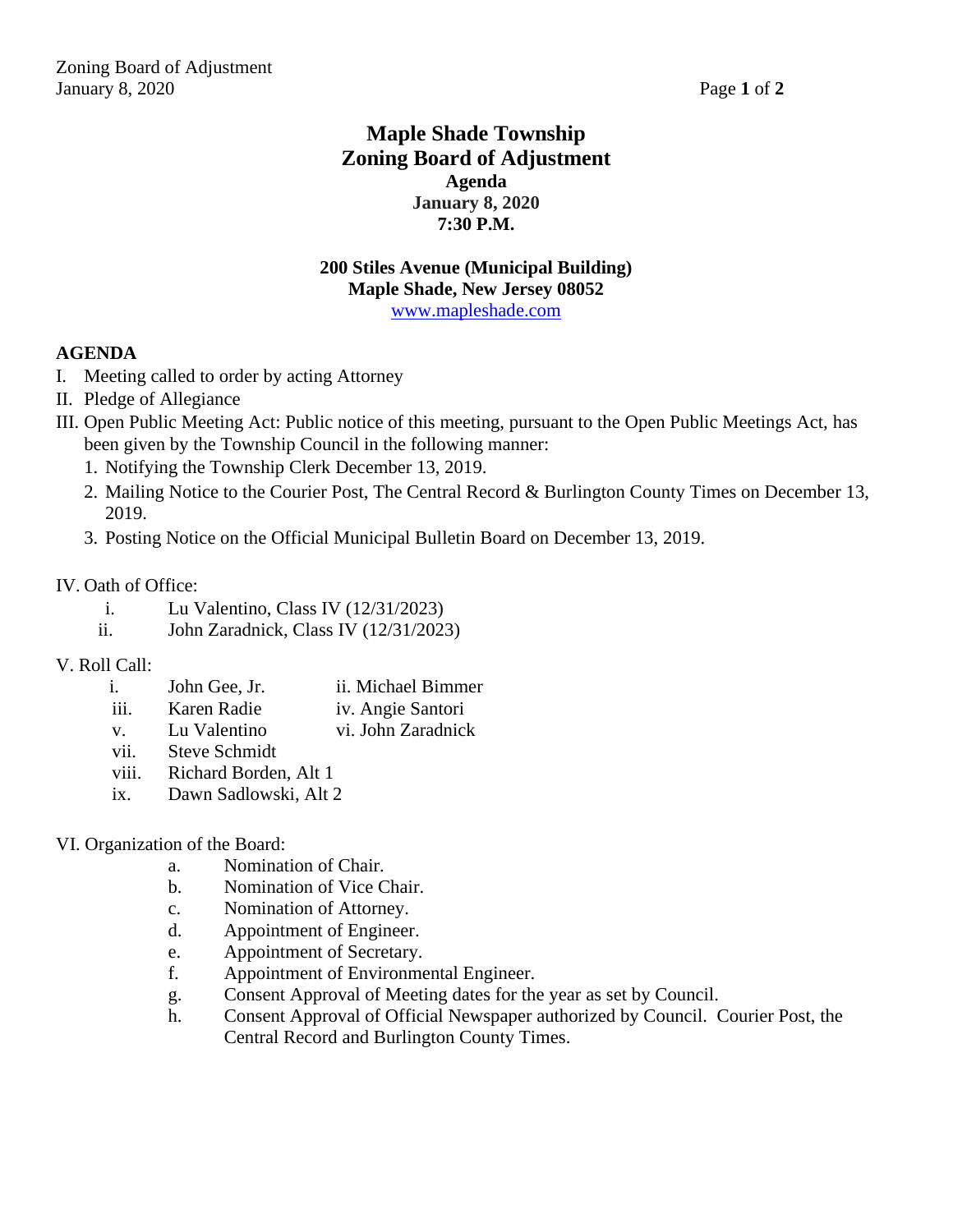# Maple Shade Township
# Zoning Board of Adjustment

**Agenda**
**January 8, 2020**
**7:30 P.M.**

**200 Stiles Avenue (Municipal Building)**
**Maple Shade, New Jersey 08052**
www.mapleshade.com

**AGENDA**

I. Meeting called to order by acting Attorney

II. Pledge of Allegiance

III. Open Public Meeting Act: Public notice of this meeting, pursuant to the Open Public Meetings Act, has been given by the Township Council in the following manner:
   1. Notifying the Township Clerk December 13, 2019.
   2. Mailing Notice to the Courier Post, The Central Record & Burlington County Times on December 13, 2019.
   3. Posting Notice on the Official Municipal Bulletin Board on December 13, 2019.

IV. Oath of Office:
   - i. Lu Valentino, Class IV (12/31/2023)
   - ii. John Zaradnick, Class IV (12/31/2023)

V. Roll Call:
   - i. John Gee, Jr.
   - ii. Michael Bimmer
   - iii. Karen Radie
   - iv. Angie Santori
   - v. Lu Valentino
   - vi. John Zaradnick
   - vii. Steve Schmidt
   - viii. Richard Borden, Alt 1
   - ix. Dawn Sadlowski, Alt 2

VI. Organization of the Board:
   - a. Nomination of Chair.
   - b. Nomination of Vice Chair.
   - c. Nomination of Attorney.
   - d. Appointment of Engineer.
   - e. Appointment of Secretary.
   - f. Appointment of Environmental Engineer.
   - g. Consent Approval of Meeting dates for the year as set by Council.
   - h. Consent Approval of Official Newspaper authorized by Council. Courier Post, the Central Record and Burlington County Times.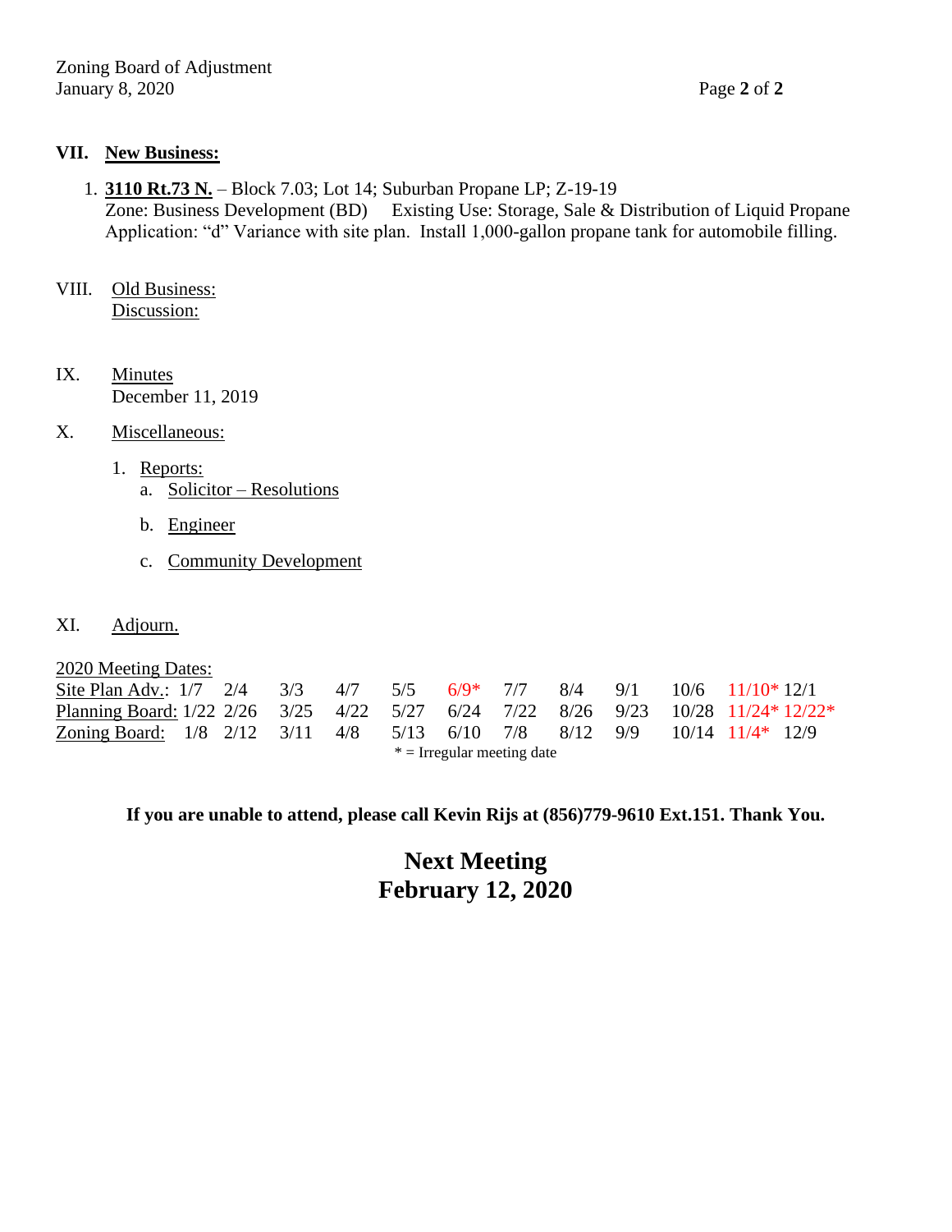## VII. New Business:

1. **3110 Rt.73 N.** – Block 7.03; Lot 14; Suburban Propane LP; Z-19-19
   Zone: Business Development (BD)     Existing Use: Storage, Sale & Distribution of Liquid Propane
   Application: "d" Variance with site plan. Install 1,000-gallon propane tank for automobile filling.

## VIII. Old Business:

Discussion:

## IX. Minutes

December 11, 2019

## X. Miscellaneous:

1. Reports:
   a. Solicitor – Resolutions
   b. Engineer
   c. Community Development

## XI. Adjourn.

2020 Meeting Dates:

| | | | | | | | | | | | | |
|---|---|---|---|---|---|---|---|---|---|---|---|---|
| Site Plan Adv.: | 1/7 | 2/4 | 3/3 | 4/7 | 5/5 | 6/9* | 7/7 | 8/4 | 9/1 | 10/6 | 11/10* | 12/1 |
| Planning Board: | 1/22 | 2/26 | 3/25 | 4/22 | 5/27 | 6/24 | 7/22 | 8/26 | 9/23 | 10/28 | 11/24* | 12/22* |
| Zoning Board: | 1/8 | 2/12 | 3/11 | 4/8 | 5/13 | 6/10 | 7/8 | 8/12 | 9/9 | 10/14 | 11/4* | 12/9 |

\* = Irregular meeting date

**If you are unable to attend, please call Kevin Rijs at (856)779-9610 Ext.151. Thank You.**

**Next Meeting**
**February 12, 2020**